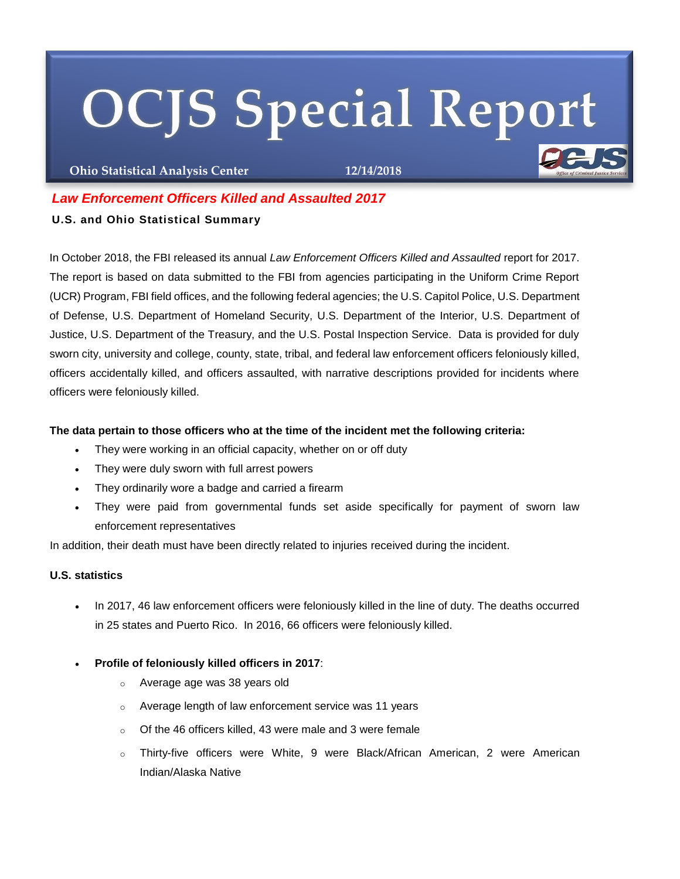# OCJS Special Report

**Ohio Statistical Analysis Center** 12/14/2018

## *Law Enforcement Officers Killed and Assaulted 2017*

**U.S. and Ohio Statistical Summary**

In October 2018, the FBI released its annual *Law Enforcement Officers Killed and Assaulted* report for 2017. The report is based on data submitted to the FBI from agencies participating in the Uniform Crime Report (UCR) Program, FBI field offices, and the following federal agencies; the U.S. Capitol Police, U.S. Department of Defense, U.S. Department of Homeland Security, U.S. Department of the Interior, U.S. Department of Justice, U.S. Department of the Treasury, and the U.S. Postal Inspection Service. Data is provided for duly sworn city, university and college, county, state, tribal, and federal law enforcement officers feloniously killed, officers accidentally killed, and officers assaulted, with narrative descriptions provided for incidents where officers were feloniously killed.

**The data pertain to those officers who at the time of the incident met the following criteria:**

- They were working in an official capacity, whether on or off duty
- They were duly sworn with full arrest powers
- They ordinarily wore a badge and carried a firearm
- They were paid from governmental funds set aside specifically for payment of sworn law enforcement representatives

In addition, their death must have been directly related to injuries received during the incident.

**U.S. statistics**

- In 2017, 46 law enforcement officers were feloniously killed in the line of duty. The deaths occurred in 25 states and Puerto Rico. In 2016, 66 officers were feloniously killed.

- **Profile of feloniously killed officers in 2017**:
    - Average age was 38 years old
    - Average length of law enforcement service was 11 years
    - Of the 46 officers killed, 43 were male and 3 were female
    - Thirty-five officers were White, 9 were Black/African American, 2 were American Indian/Alaska Native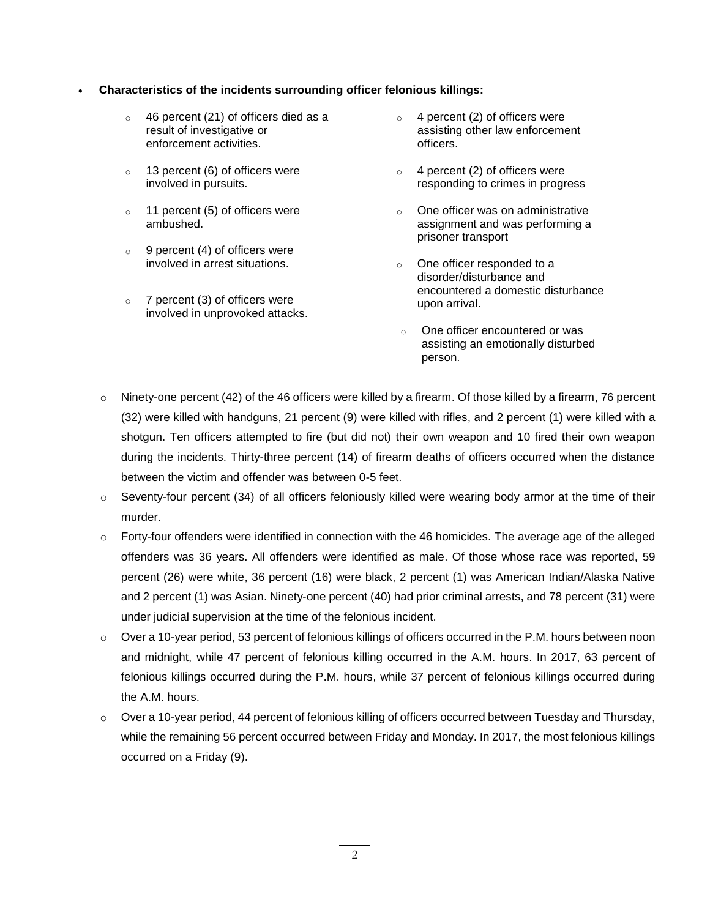- **Characteristics of the incidents surrounding officer felonious killings:**
  - 46 percent (21) of officers died as a result of investigative or enforcement activities.
  - 13 percent (6) of officers were involved in pursuits.
  - 11 percent (5) of officers were ambushed.
  - 9 percent (4) of officers were involved in arrest situations.
  - 7 percent (3) of officers were involved in unprovoked attacks.
  - 4 percent (2) of officers were assisting other law enforcement officers.
  - 4 percent (2) of officers were responding to crimes in progress
  - One officer was on administrative assignment and was performing a prisoner transport
  - One officer responded to a disorder/disturbance and encountered a domestic disturbance upon arrival.
  - One officer encountered or was assisting an emotionally disturbed person.

  - Ninety-one percent (42) of the 46 officers were killed by a firearm. Of those killed by a firearm, 76 percent (32) were killed with handguns, 21 percent (9) were killed with rifles, and 2 percent (1) were killed with a shotgun. Ten officers attempted to fire (but did not) their own weapon and 10 fired their own weapon during the incidents. Thirty-three percent (14) of firearm deaths of officers occurred when the distance between the victim and offender was between 0-5 feet.
  - Seventy-four percent (34) of all officers feloniously killed were wearing body armor at the time of their murder.
  - Forty-four offenders were identified in connection with the 46 homicides. The average age of the alleged offenders was 36 years. All offenders were identified as male. Of those whose race was reported, 59 percent (26) were white, 36 percent (16) were black, 2 percent (1) was American Indian/Alaska Native and 2 percent (1) was Asian. Ninety-one percent (40) had prior criminal arrests, and 78 percent (31) were under judicial supervision at the time of the felonious incident.
  - Over a 10-year period, 53 percent of felonious killings of officers occurred in the P.M. hours between noon and midnight, while 47 percent of felonious killing occurred in the A.M. hours. In 2017, 63 percent of felonious killings occurred during the P.M. hours, while 37 percent of felonious killings occurred during the A.M. hours.
  - Over a 10-year period, 44 percent of felonious killing of officers occurred between Tuesday and Thursday, while the remaining 56 percent occurred between Friday and Monday. In 2017, the most felonious killings occurred on a Friday (9).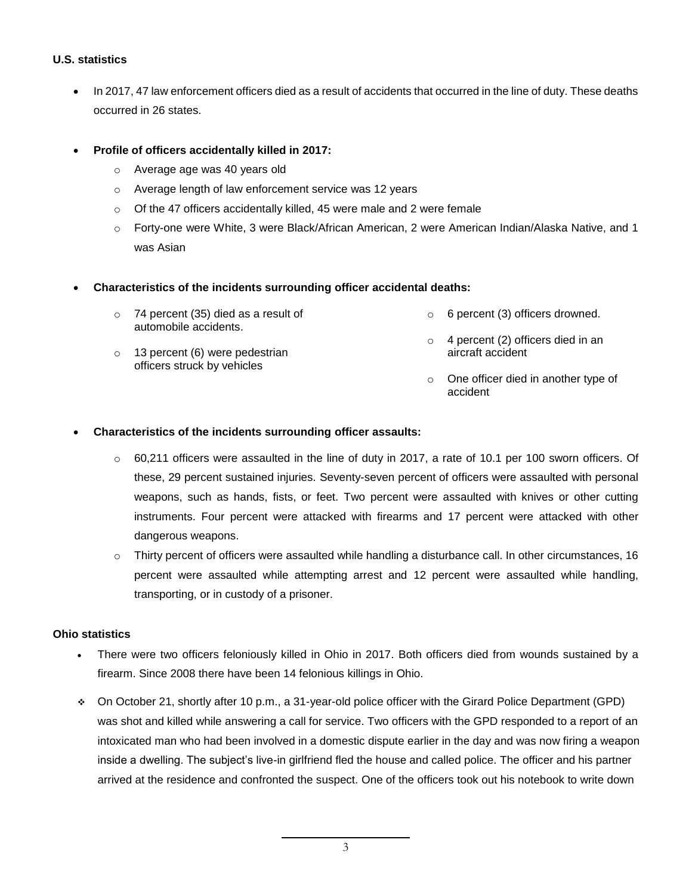**U.S. statistics**

- In 2017, 47 law enforcement officers died as a result of accidents that occurred in the line of duty. These deaths occurred in 26 states.

- **Profile of officers accidentally killed in 2017:**
  - Average age was 40 years old
  - Average length of law enforcement service was 12 years
  - Of the 47 officers accidentally killed, 45 were male and 2 were female
  - Forty-one were White, 3 were Black/African American, 2 were American Indian/Alaska Native, and 1 was Asian

- **Characteristics of the incidents surrounding officer accidental deaths:**
  - 74 percent (35) died as a result of automobile accidents.
  - 13 percent (6) were pedestrian officers struck by vehicles
  - 6 percent (3) officers drowned.
  - 4 percent (2) officers died in an aircraft accident
  - One officer died in another type of accident

- **Characteristics of the incidents surrounding officer assaults:**
  - 60,211 officers were assaulted in the line of duty in 2017, a rate of 10.1 per 100 sworn officers. Of these, 29 percent sustained injuries. Seventy-seven percent of officers were assaulted with personal weapons, such as hands, fists, or feet. Two percent were assaulted with knives or other cutting instruments. Four percent were attacked with firearms and 17 percent were attacked with other dangerous weapons.
  - Thirty percent of officers were assaulted while handling a disturbance call. In other circumstances, 16 percent were assaulted while attempting arrest and 12 percent were assaulted while handling, transporting, or in custody of a prisoner.

**Ohio statistics**

- There were two officers feloniously killed in Ohio in 2017. Both officers died from wounds sustained by a firearm. Since 2008 there have been 14 felonious killings in Ohio.

- On October 21, shortly after 10 p.m., a 31-year-old police officer with the Girard Police Department (GPD) was shot and killed while answering a call for service. Two officers with the GPD responded to a report of an intoxicated man who had been involved in a domestic dispute earlier in the day and was now firing a weapon inside a dwelling. The subject's live-in girlfriend fled the house and called police. The officer and his partner arrived at the residence and confronted the suspect. One of the officers took out his notebook to write down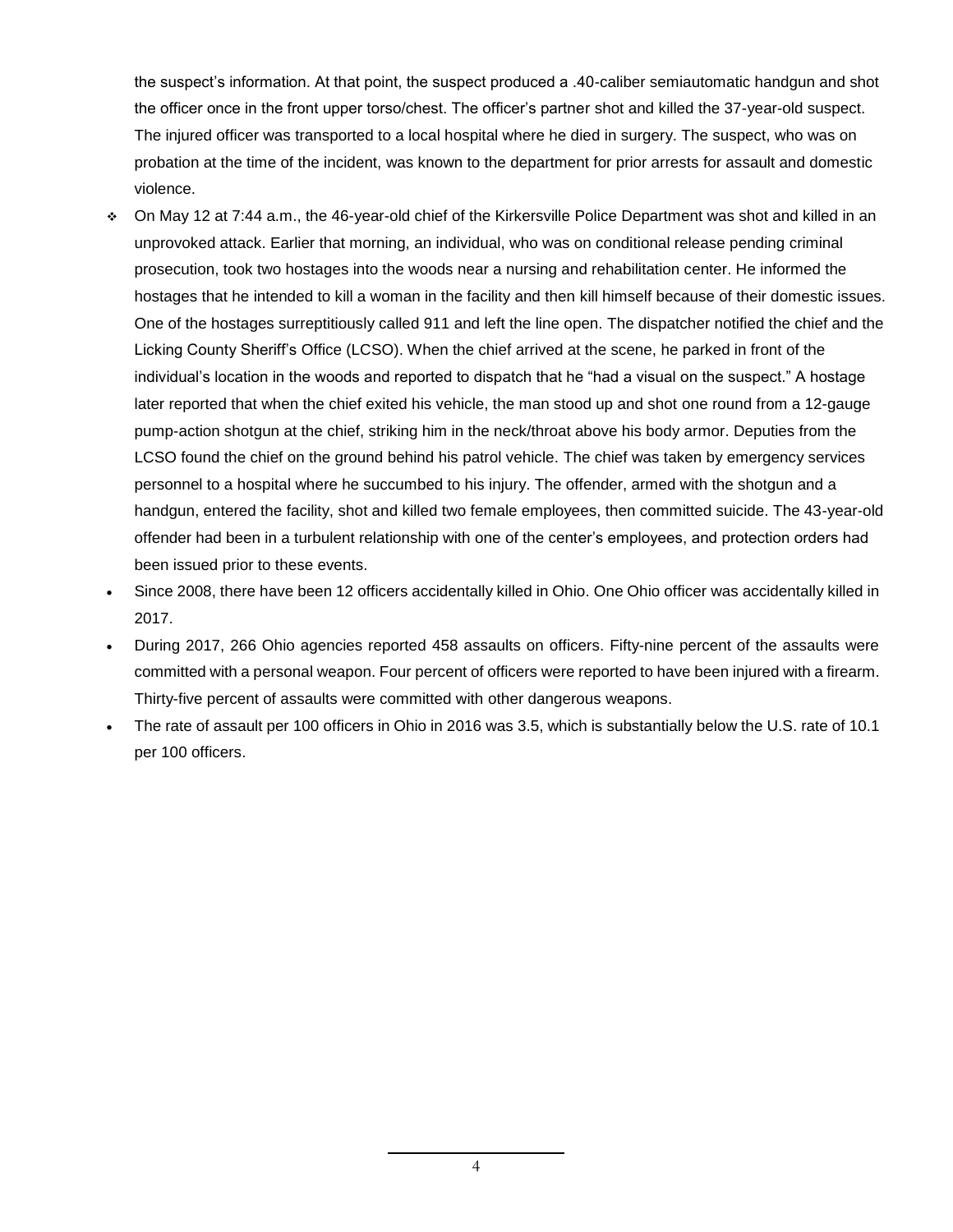the suspect's information. At that point, the suspect produced a .40-caliber semiautomatic handgun and shot the officer once in the front upper torso/chest. The officer's partner shot and killed the 37-year-old suspect. The injured officer was transported to a local hospital where he died in surgery. The suspect, who was on probation at the time of the incident, was known to the department for prior arrests for assault and domestic violence.

- On May 12 at 7:44 a.m., the 46-year-old chief of the Kirkersville Police Department was shot and killed in an unprovoked attack. Earlier that morning, an individual, who was on conditional release pending criminal prosecution, took two hostages into the woods near a nursing and rehabilitation center. He informed the hostages that he intended to kill a woman in the facility and then kill himself because of their domestic issues. One of the hostages surreptitiously called 911 and left the line open. The dispatcher notified the chief and the Licking County Sheriff's Office (LCSO). When the chief arrived at the scene, he parked in front of the individual's location in the woods and reported to dispatch that he "had a visual on the suspect." A hostage later reported that when the chief exited his vehicle, the man stood up and shot one round from a 12-gauge pump-action shotgun at the chief, striking him in the neck/throat above his body armor. Deputies from the LCSO found the chief on the ground behind his patrol vehicle. The chief was taken by emergency services personnel to a hospital where he succumbed to his injury. The offender, armed with the shotgun and a handgun, entered the facility, shot and killed two female employees, then committed suicide. The 43-year-old offender had been in a turbulent relationship with one of the center's employees, and protection orders had been issued prior to these events.

- Since 2008, there have been 12 officers accidentally killed in Ohio. One Ohio officer was accidentally killed in 2017.
- During 2017, 266 Ohio agencies reported 458 assaults on officers. Fifty-nine percent of the assaults were committed with a personal weapon. Four percent of officers were reported to have been injured with a firearm. Thirty-five percent of assaults were committed with other dangerous weapons.
- The rate of assault per 100 officers in Ohio in 2016 was 3.5, which is substantially below the U.S. rate of 10.1 per 100 officers.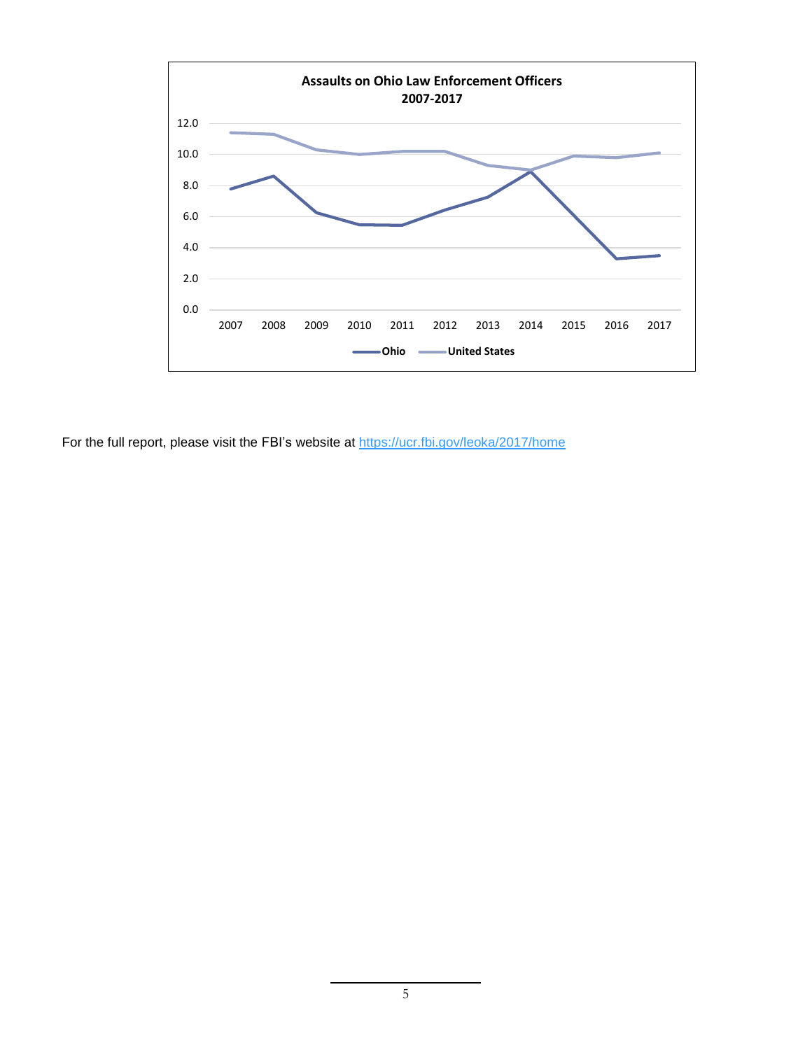**Assaults on Ohio Law Enforcement Officers 2007-2017**

12.0
10.0
8.0
6.0
4.0
2.0
0.0

2007 2008 2009 2010 2011 2012 2013 2014 2015 2016 2017

Ohio United States

For the full report, please visit the FBI's website at [https://ucr.fbi.gov/leoka/2017/home](https://ucr.fbi.gov/leoka/2017/home)